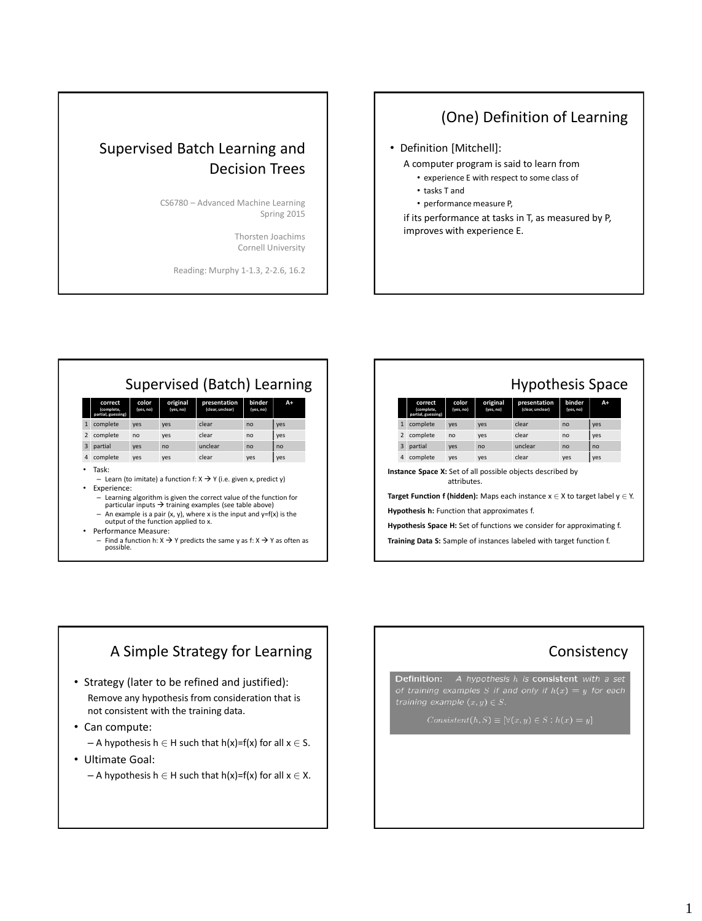# Supervised Batch Learning and Decision Trees

CS6780 – Advanced Machine Learning
Spring 2015

Thorsten Joachims
Cornell University

Reading: Murphy 1-1.3, 2-2.6, 16.2

## (One) Definition of Learning

- Definition [Mitchell]:

  A computer program is said to learn from
  - experience E with respect to some class of
  - tasks T and
  - performance measure P,

  if its performance at tasks in T, as measured by P, improves with experience E.

## Supervised (Batch) Learning

| | correct (complete, partial, guessing) | color (yes, no) | original (yes, no) | presentation (clear, unclear) | binder (yes, no) | A+ |
|---|---|---|---|---|---|---|
| 1 | complete | yes | yes | clear | no | yes |
| 2 | complete | no | yes | clear | no | yes |
| 3 | partial | yes | no | unclear | no | no |
| 4 | complete | yes | yes | clear | yes | yes |

- Task:
  - Learn (to imitate) a function f: X → Y (i.e. given x, predict y)
- Experience:
  - Learning algorithm is given the correct value of the function for particular inputs → training examples (see table above)
  - An example is a pair (x, y), where x is the input and y=f(x) is the output of the function applied to x.
- Performance Measure:
  - Find a function h: X → Y predicts the same y as f: X → Y as often as possible.

## Hypothesis Space

| | correct (complete, partial, guessing) | color (yes, no) | original (yes, no) | presentation (clear, unclear) | binder (yes, no) | A+ |
|---|---|---|---|---|---|---|
| 1 | complete | yes | yes | clear | no | yes |
| 2 | complete | no | yes | clear | no | yes |
| 3 | partial | yes | no | unclear | no | no |
| 4 | complete | yes | yes | clear | yes | yes |

**Instance Space X:** Set of all possible objects described by attributes.

**Target Function f (hidden):** Maps each instance $x \in X$ to target label $y \in Y$.

**Hypothesis h:** Function that approximates f.

**Hypothesis Space H:** Set of functions we consider for approximating f.

**Training Data S:** Sample of instances labeled with target function f.

## A Simple Strategy for Learning

- Strategy (later to be refined and justified):

  Remove any hypothesis from consideration that is not consistent with the training data.
- Can compute:
  - A hypothesis $h \in H$ such that $h(x)=f(x)$ for all $x \in S$.
- Ultimate Goal:
  - A hypothesis $h \in H$ such that $h(x)=f(x)$ for all $x \in X$.

## Consistency

**Definition:** *A hypothesis h is* **consistent** *with a set of training examples S if and only if $h(x) = y$ for each training example $(x, y) \in S$.*

$$Consistent(h, S) \equiv [\forall (x, y) \in S : h(x) = y]$$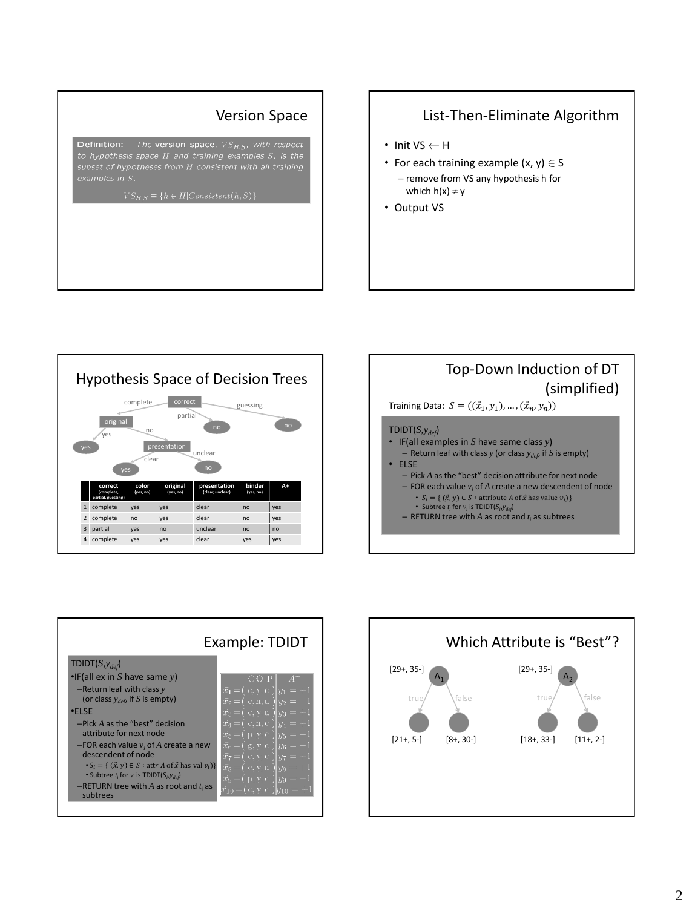## Version Space

**Definition:** The **version space**, $VS_{H,S}$, with respect to hypothesis space $H$ and training examples $S$, is the subset of hypotheses from $H$ consistent with all training examples in $S$.

$$VS_{H,S} = \{h \in H | Consistent(h, S)\}$$

## List-Then-Eliminate Algorithm

- Init VS $\leftarrow$ H
- For each training example (x, y) $\in$ S
  - remove from VS any hypothesis h for which h(x) $\neq$ y
- Output VS

## Hypothesis Space of Decision Trees

- correct
  - complete → original
    - yes → yes
    - no → presentation
      - clear → yes
      - unclear → no
  - partial → no
  - guessing → no

| | correct (complete, partial, guessing) | color (yes, no) | original (yes, no) | presentation (clear, unclear) | binder (yes, no) | A+ |
|---|---|---|---|---|---|---|
| 1 | complete | yes | yes | clear | no | yes |
| 2 | complete | no | yes | clear | no | yes |
| 3 | partial | yes | no | unclear | no | no |
| 4 | complete | yes | yes | clear | yes | yes |

## Top-Down Induction of DT (simplified)

Training Data: $S = ((\vec{x}_1, y_1), \dots, (\vec{x}_n, y_n))$

TDIDT($S$,$y_{def}$)

- IF(all examples in $S$ have same class $y$)
  - Return leaf with class $y$ (or class $y_{def}$, if $S$ is empty)
- ELSE
  - Pick $A$ as the "best" decision attribute for next node
  - FOR each value $v_i$ of $A$ create a new descendent of node
    - $S_i = \{ (\vec{x}, y) \in S : \text{attribute } A \text{ of } \vec{x} \text{ has value } v_i \}$
    - Subtree $t_i$ for $v_i$ is TDIDT($S_i$,$y_{def}$)
  - RETURN tree with $A$ as root and $t_i$ as subtrees

## Example: TDIDT

TDIDT($S$,$y_{def}$)

- IF(all ex in $S$ have same $y$)
  - Return leaf with class $y$ (or class $y_{def}$, if $S$ is empty)
- ELSE
  - Pick $A$ as the "best" decision attribute for next node
  - FOR each value $v_i$ of $A$ create a new descendent of node
    - $S_i = \{ (\vec{x}, y) \in S : \text{attr } A \text{ of } \vec{x} \text{ has val } v_i \}$
    - Subtree $t_i$ for $v_i$ is TDIDT($S_i$,$y_{def}$)
  - RETURN tree with $A$ as root and $t_i$ as subtrees

| C O P | $A^+$ |
|---|---|
| $\vec{x}_1 = (\text{c, y, c})$ | $y_1 = +1$ |
| $\vec{x}_2 = (\text{c, n, u})$ | $y_2 = -1$ |
| $\vec{x}_3 = (\text{c, y, u})$ | $y_3 = +1$ |
| $\vec{x}_4 = (\text{c, n, c})$ | $y_4 = +1$ |
| $\vec{x}_5 = (\text{p, y, c})$ | $y_5 = -1$ |
| $\vec{x}_6 = (\text{g, y, c})$ | $y_6 = -1$ |
| $\vec{x}_7 = (\text{c, y, c})$ | $y_7 = +1$ |
| $\vec{x}_8 = (\text{c, y, u})$ | $y_8 = +1$ |
| $\vec{x}_9 = (\text{p, y, c})$ | $y_9 = -1$ |
| $\vec{x}_{10} = (\text{c, y, c})$ | $y_{10} = +1$ |

## Which Attribute is "Best"?

$A_1$: [29+, 35-] — true: [21+, 5-], false: [8+, 30-]

$A_2$: [29+, 35-] — true: [18+, 33-], false: [11+, 2-]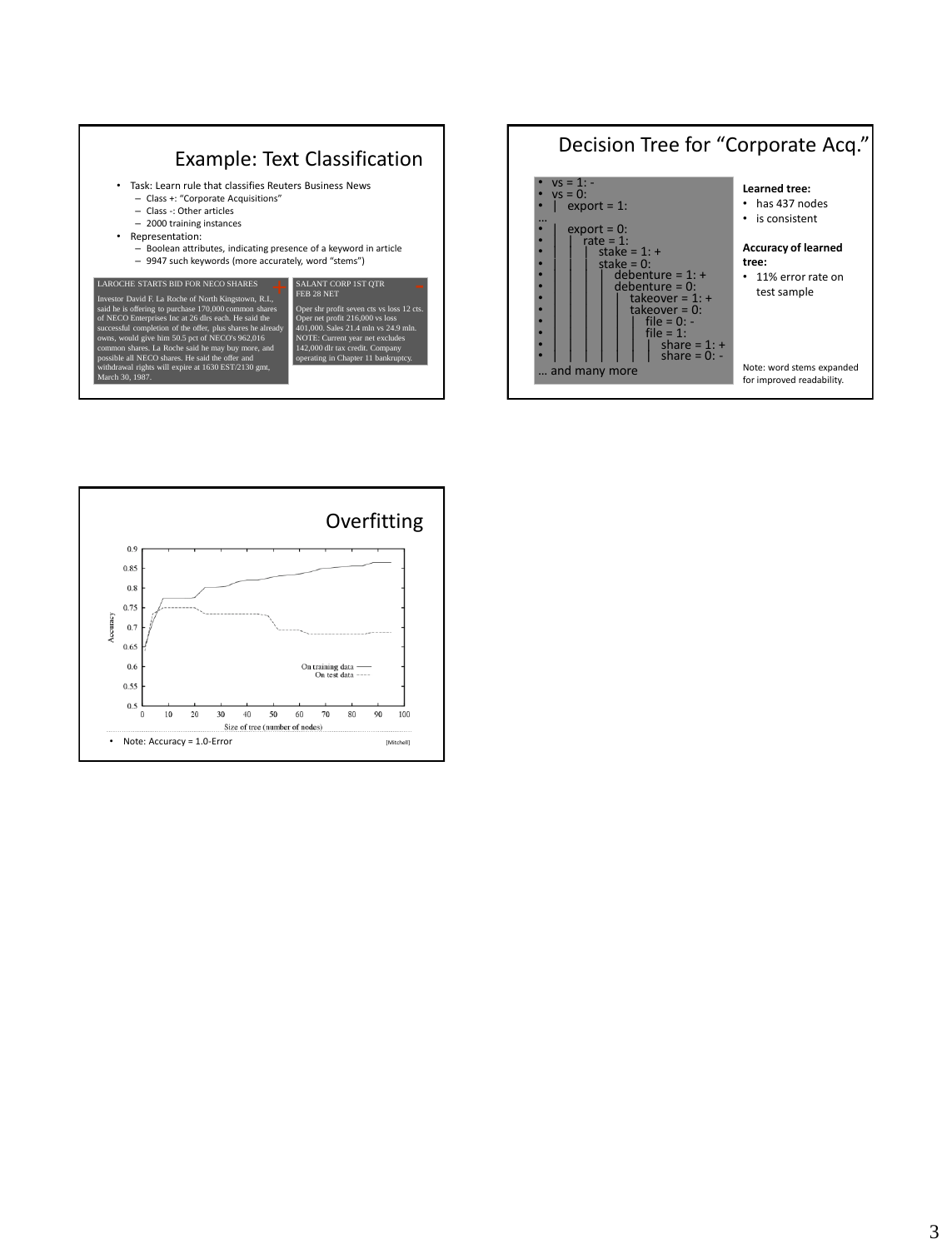## Example: Text Classification

- Task: Learn rule that classifies Reuters Business News
  - Class +: "Corporate Acquisitions"
  - Class -: Other articles
  - 2000 training instances
- Representation:
  - Boolean attributes, indicating presence of a keyword in article
  - 9947 such keywords (more accurately, word "stems")

LAROCHE STARTS BID FOR NECO SHARES +

Investor David F. La Roche of North Kingstown, R.I., said he is offering to purchase 170,000 common shares of NECO Enterprises Inc at 26 dlrs each. He said the successful completion of the offer, plus shares he already owns, would give him 50.5 pct of NECO's 962,016 common shares. La Roche said he may buy more, and possible all NECO shares. He said the offer and withdrawal rights will expire at 1630 EST/2130 gmt, March 30, 1987.

SALANT CORP 1ST QTR FEB 28 NET -

Oper shr profit seven cts vs loss 12 cts. Oper net profit 216,000 vs loss 401,000. Sales 21.4 mln vs 24.9 mln. NOTE: Current year net excludes 142,000 dlr tax credit. Company operating in Chapter 11 bankruptcy.

## Decision Tree for "Corporate Acq."

```
• vs = 1: -
• vs = 0:
• |  export = 1:
…
• |  export = 0:
• |  |  rate = 1:
• |  |  |  stake = 1: +
• |  |  |  stake = 0:
• |  |  |  |  debenture = 1: +
• |  |  |  |  debenture = 0:
• |  |  |  |  |  takeover = 1: +
• |  |  |  |  |  takeover = 0:
• |  |  |  |  |  |  file = 0: -
• |  |  |  |  |  |  file = 1:
• |  |  |  |  |  |  |  share = 1: +
• |  |  |  |  |  |  |  share = 0: -
… and many more
```

**Learned tree:**
- has 437 nodes
- is consistent

**Accuracy of learned tree:**
- 11% error rate on test sample

Note: word stems expanded for improved readability.

## Overfitting

Accuracy

0.9
0.85
0.8
0.75
0.7
0.65
0.6
0.55
0.5

0 10 20 30 40 50 60 70 80 90 100

Size of tree (number of nodes)

On training data
On test data

- Note: Accuracy = 1.0-Error

[Mitchell]